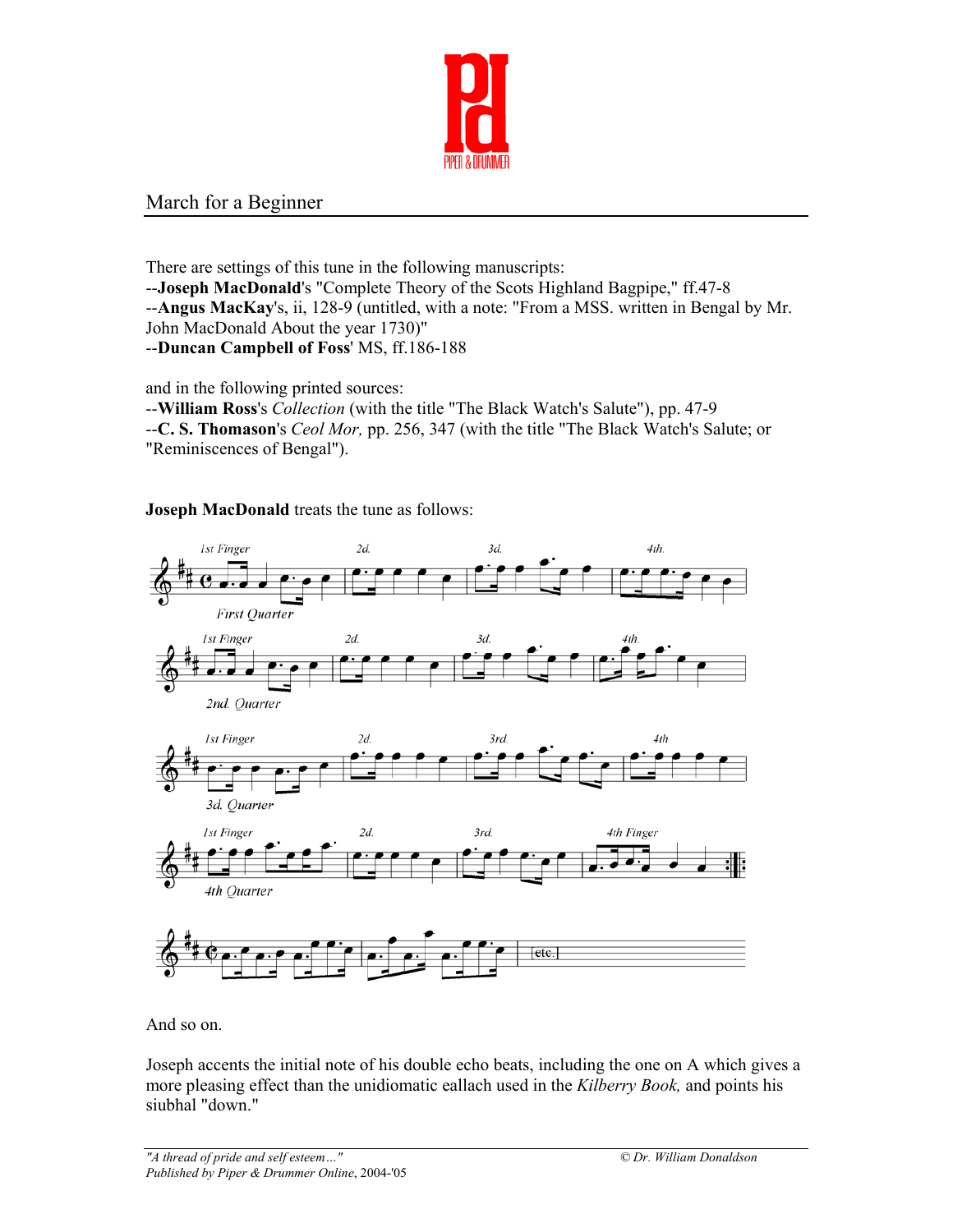## March for a Beginner

There are settings of this tune in the following manuscripts:
--**Joseph MacDonald**'s "Complete Theory of the Scots Highland Bagpipe," ff.47-8
--**Angus MacKay**'s, ii, 128-9 (untitled, with a note: "From a MSS. written in Bengal by Mr. John MacDonald About the year 1730)"
--**Duncan Campbell of Foss**' MS, ff.186-188

and in the following printed sources:
--**William Ross**'s *Collection* (with the title "The Black Watch's Salute"), pp. 47-9
--**C. S. Thomason**'s *Ceol Mor,* pp. 256, 347 (with the title "The Black Watch's Salute; or "Reminiscences of Bengal").

**Joseph MacDonald** treats the tune as follows:

And so on.

Joseph accents the initial note of his double echo beats, including the one on A which gives a more pleasing effect than the unidiomatic eallach used in the *Kilberry Book,* and points his siubhal "down."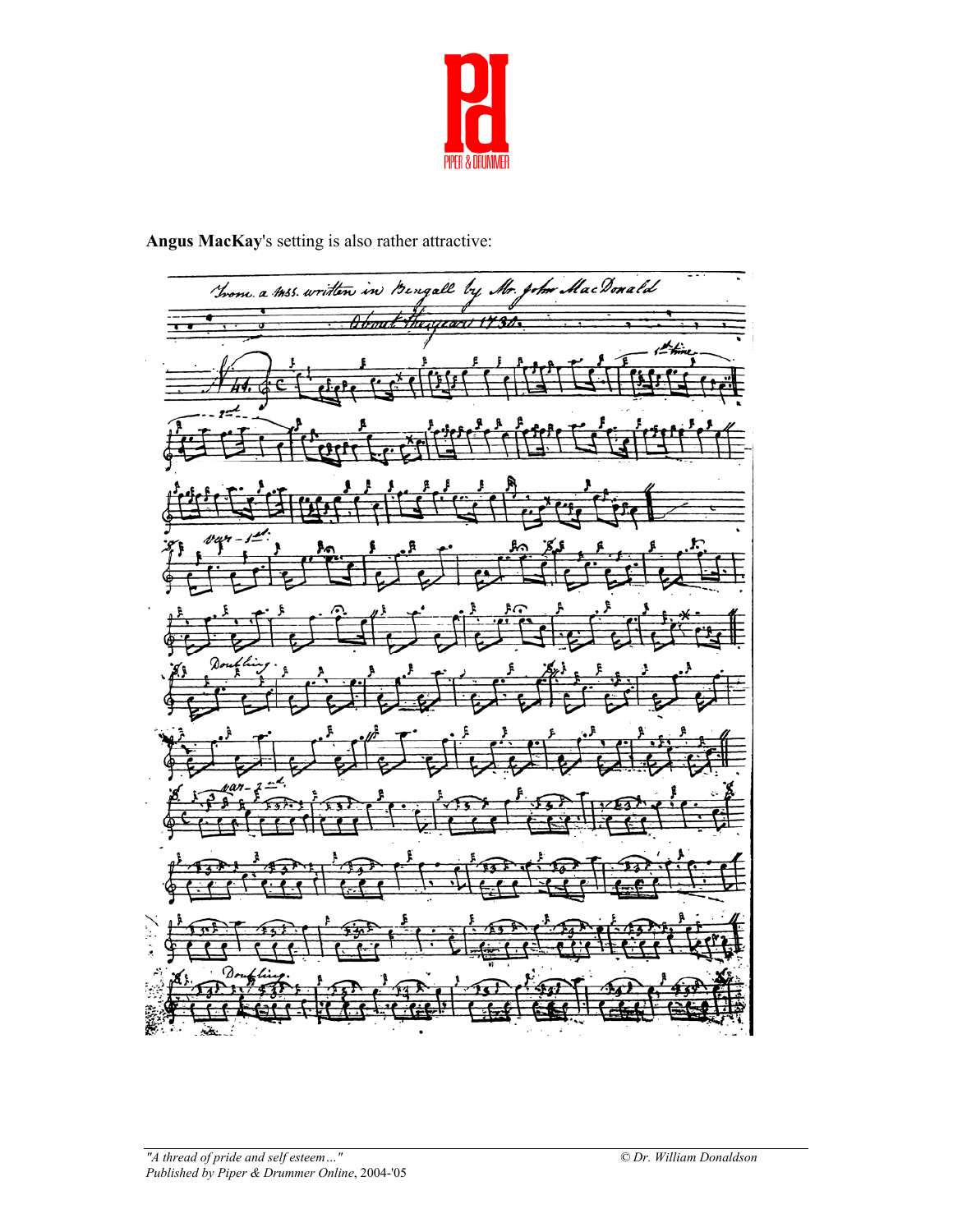**Angus MacKay**'s setting is also rather attractive: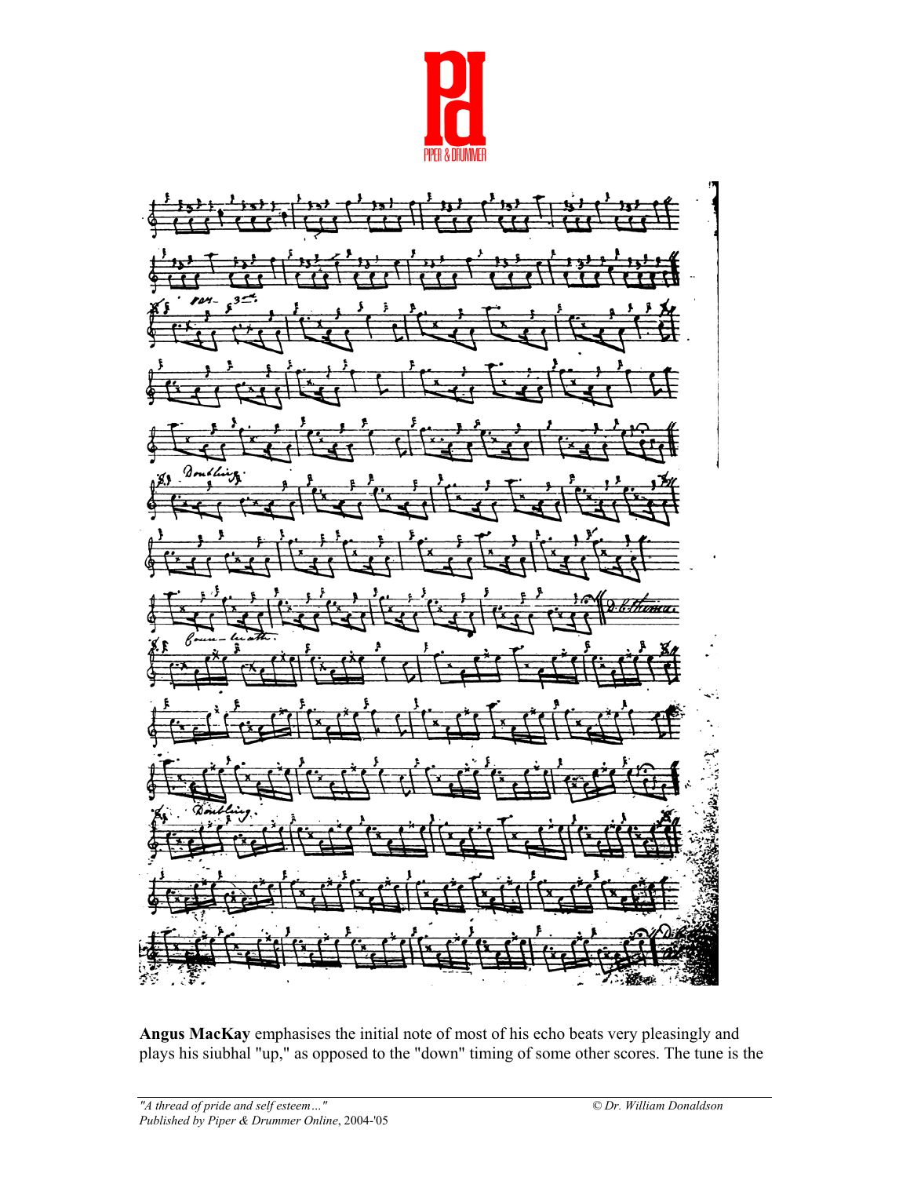**Angus MacKay** emphasises the initial note of most of his echo beats very pleasingly and plays his siubhal "up," as opposed to the "down" timing of some other scores. The tune is the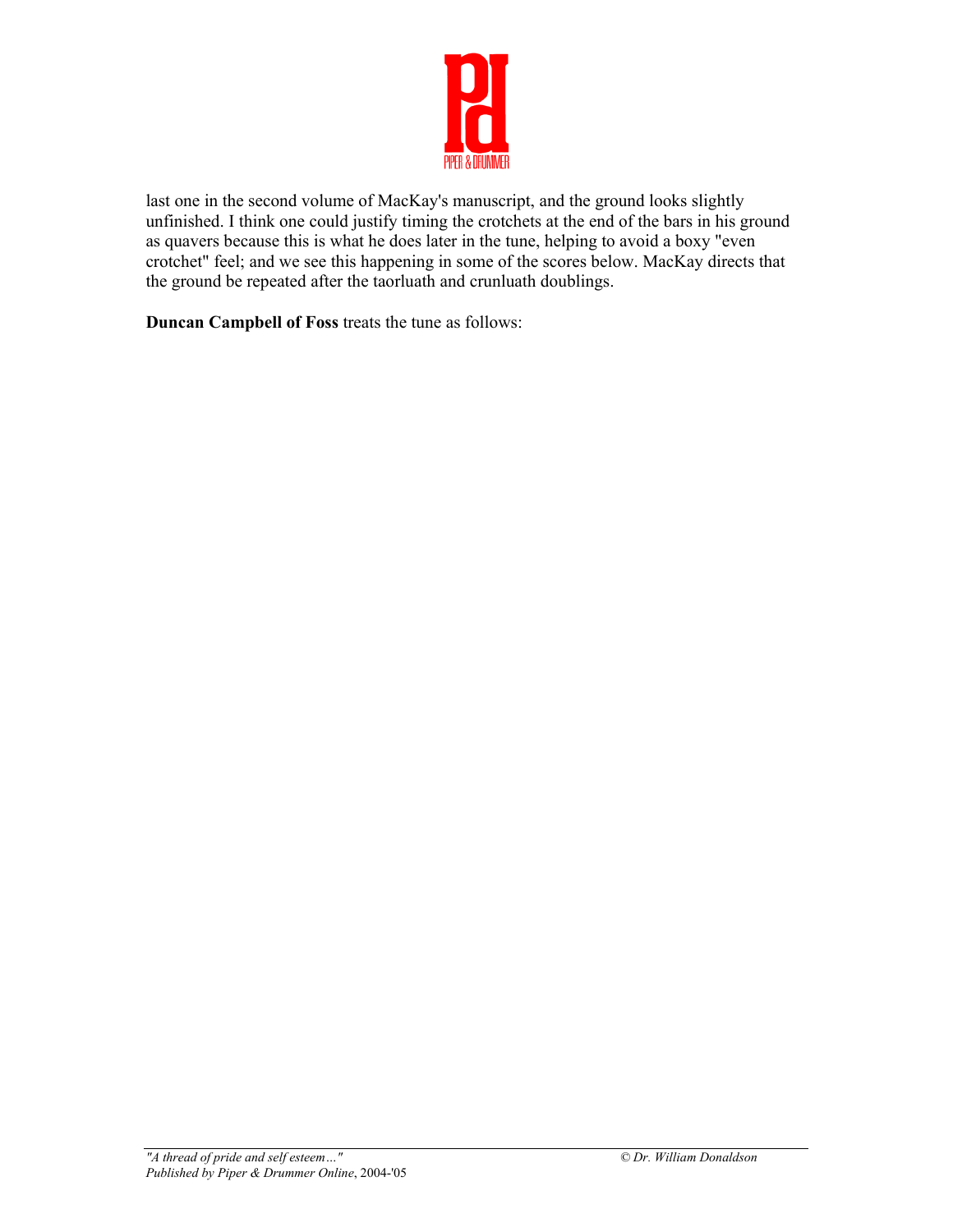last one in the second volume of MacKay's manuscript, and the ground looks slightly unfinished. I think one could justify timing the crotchets at the end of the bars in his ground as quavers because this is what he does later in the tune, helping to avoid a boxy "even crotchet" feel; and we see this happening in some of the scores below. MacKay directs that the ground be repeated after the taorluath and crunluath doublings.

**Duncan Campbell of Foss** treats the tune as follows: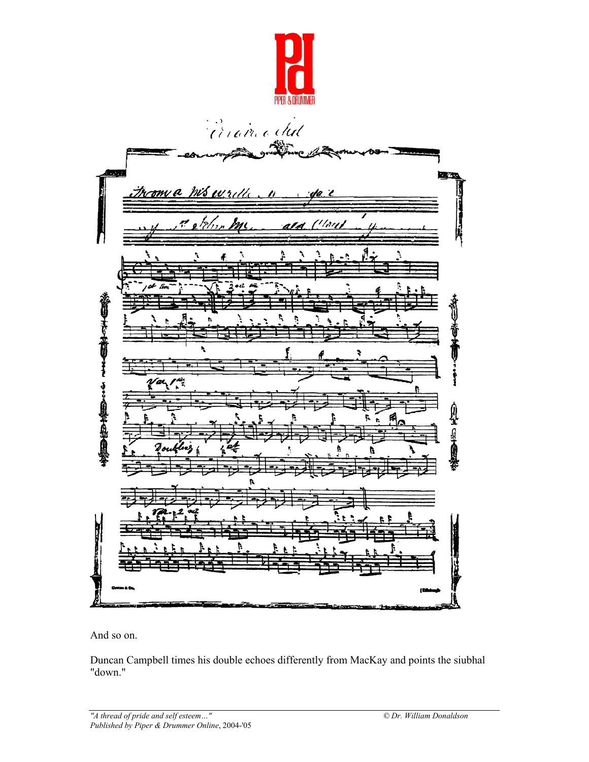And so on.

Duncan Campbell times his double echoes differently from MacKay and points the siubhal "down."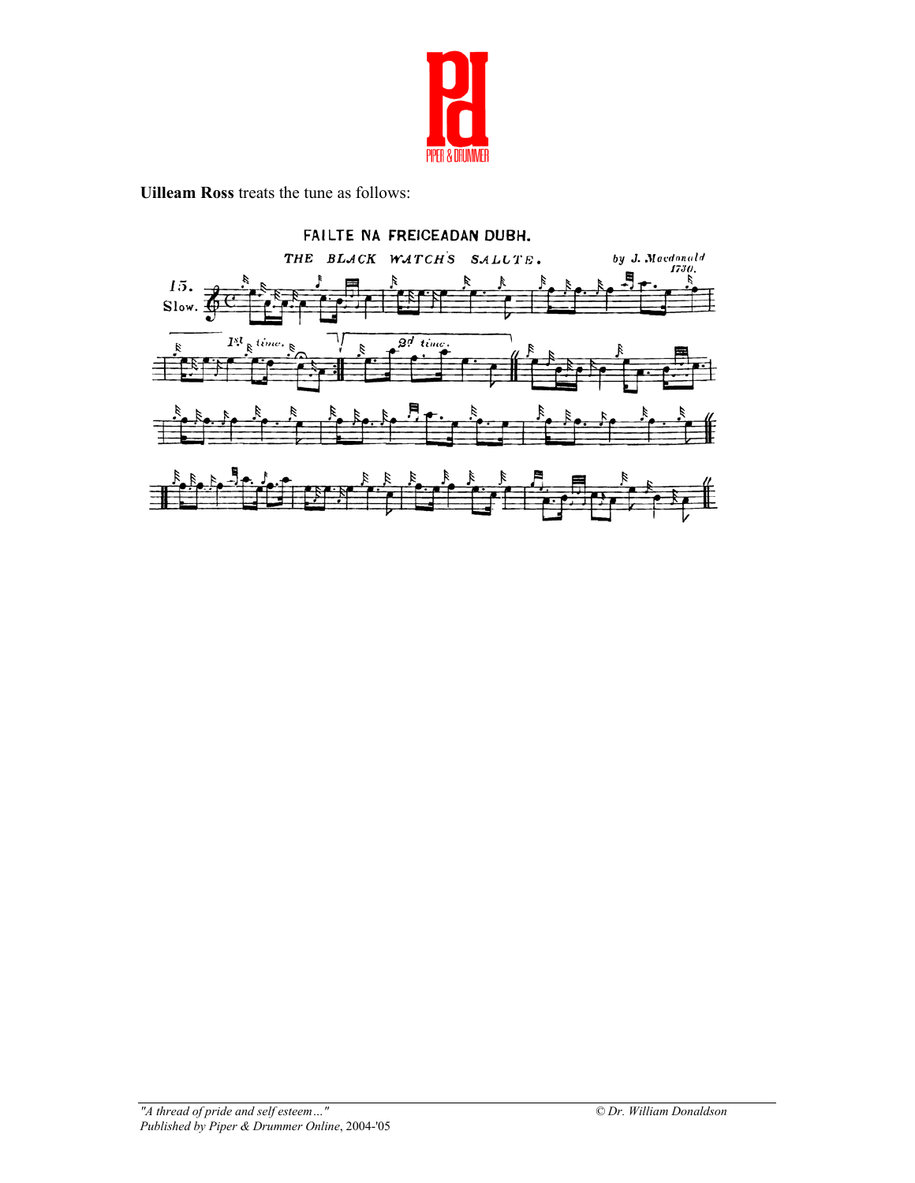**Uilleam Ross** treats the tune as follows:

FAILTE NA FREICEADAN DUBH.

THE BLACK WATCH'S SALUTE.

by J. Macdonald 1730.

15. Slow.

1st time. 2d time.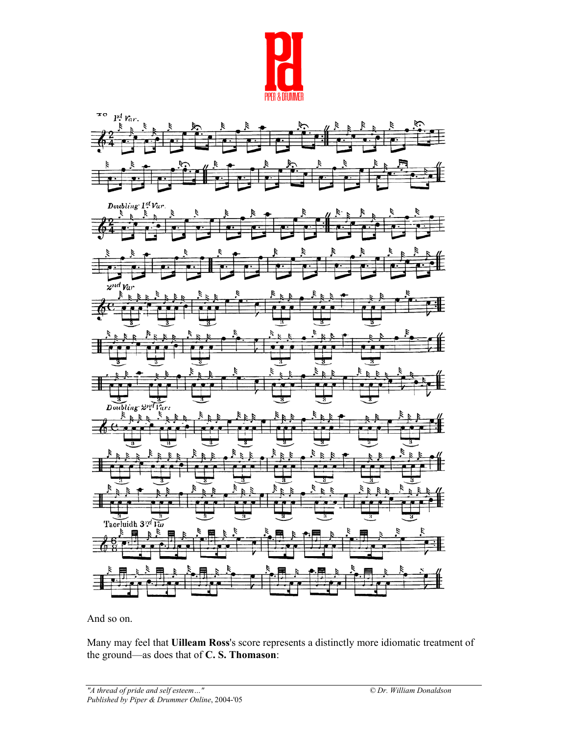And so on.

Many may feel that **Uilleam Ross**'s score represents a distinctly more idiomatic treatment of the ground—as does that of **C. S. Thomason**: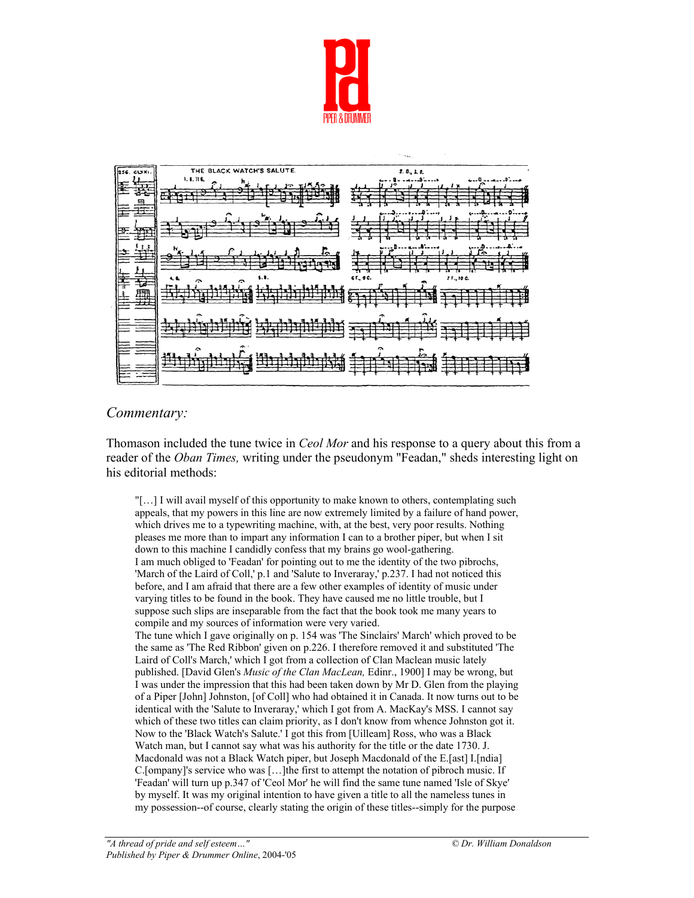## *Commentary:*

Thomason included the tune twice in *Ceol Mor* and his response to a query about this from a reader of the *Oban Times,* writing under the pseudonym "Feadan," sheds interesting light on his editorial methods:

> "[…] I will avail myself of this opportunity to make known to others, contemplating such appeals, that my powers in this line are now extremely limited by a failure of hand power, which drives me to a typewriting machine, with, at the best, very poor results. Nothing pleases me more than to impart any information I can to a brother piper, but when I sit down to this machine I candidly confess that my brains go wool-gathering.
> I am much obliged to 'Feadan' for pointing out to me the identity of the two pibrochs, 'March of the Laird of Coll,' p.1 and 'Salute to Inveraray,' p.237. I had not noticed this before, and I am afraid that there are a few other examples of identity of music under varying titles to be found in the book. They have caused me no little trouble, but I suppose such slips are inseparable from the fact that the book took me many years to compile and my sources of information were very varied.
> The tune which I gave originally on p. 154 was 'The Sinclairs' March' which proved to be the same as 'The Red Ribbon' given on p.226. I therefore removed it and substituted 'The Laird of Coll's March,' which I got from a collection of Clan Maclean music lately published. [David Glen's *Music of the Clan MacLean,* Edinr., 1900] I may be wrong, but I was under the impression that this had been taken down by Mr D. Glen from the playing of a Piper [John] Johnston, [of Coll] who had obtained it in Canada. It now turns out to be identical with the 'Salute to Inveraray,' which I got from A. MacKay's MSS. I cannot say which of these two titles can claim priority, as I don't know from whence Johnston got it.
> Now to the 'Black Watch's Salute.' I got this from [Uilleam] Ross, who was a Black Watch man, but I cannot say what was his authority for the title or the date 1730. J. Macdonald was not a Black Watch piper, but Joseph Macdonald of the E.[ast] I.[ndia] C.[ompany]'s service who was […]the first to attempt the notation of pibroch music. If 'Feadan' will turn up p.347 of 'Ceol Mor' he will find the same tune named 'Isle of Skye' by myself. It was my original intention to have given a title to all the nameless tunes in my possession--of course, clearly stating the origin of these titles--simply for the purpose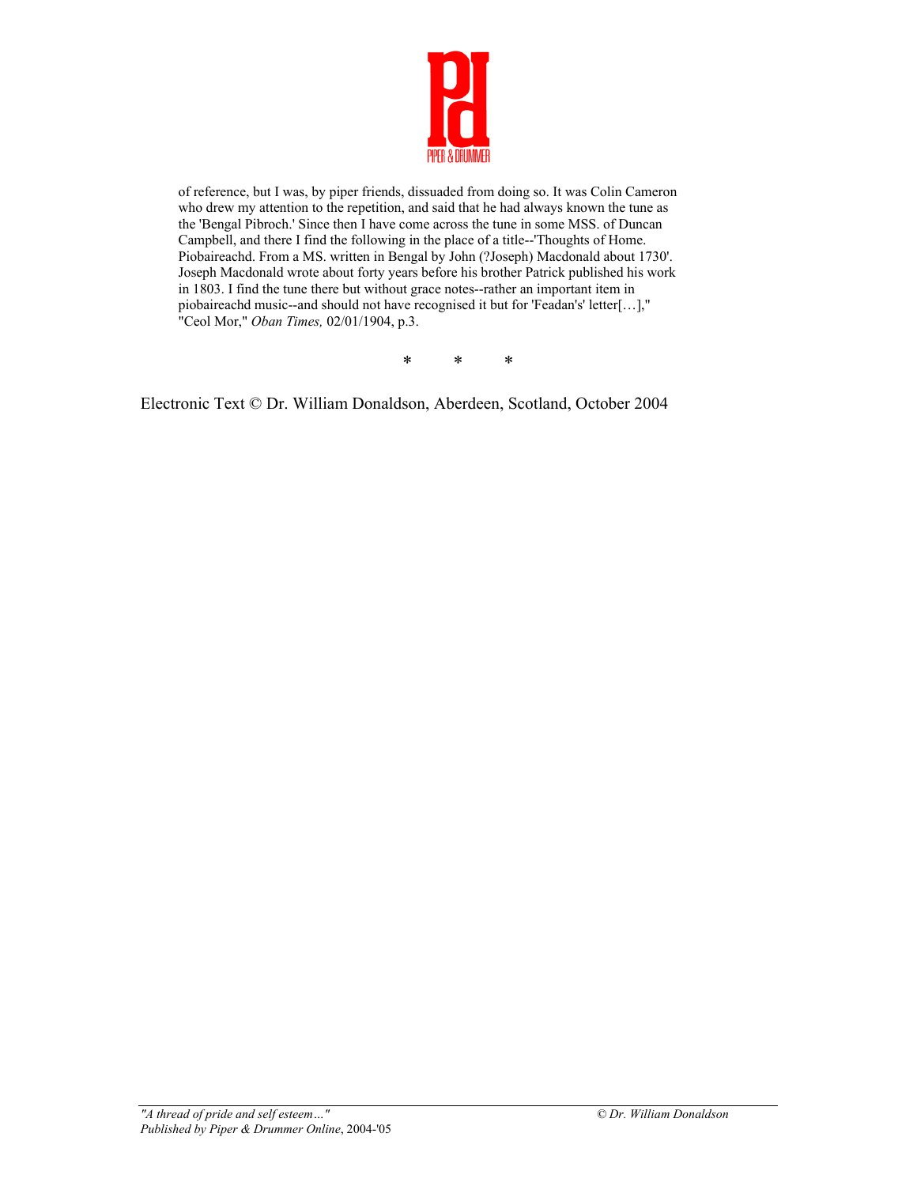of reference, but I was, by piper friends, dissuaded from doing so. It was Colin Cameron who drew my attention to the repetition, and said that he had always known the tune as the 'Bengal Pibroch.' Since then I have come across the tune in some MSS. of Duncan Campbell, and there I find the following in the place of a title--'Thoughts of Home. Piobaireachd. From a MS. written in Bengal by John (?Joseph) Macdonald about 1730'. Joseph Macdonald wrote about forty years before his brother Patrick published his work in 1803. I find the tune there but without grace notes--rather an important item in piobaireachd music--and should not have recognised it but for 'Feadan's' letter[…]," "Ceol Mor," *Oban Times,* 02/01/1904, p.3.

\* \* \*

Electronic Text © Dr. William Donaldson, Aberdeen, Scotland, October 2004